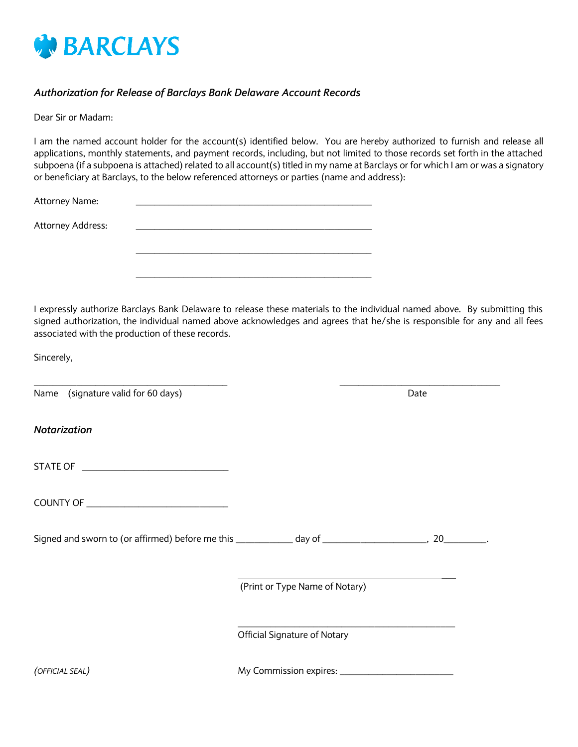BARCLAYS

*Authorization for Release of Barclays Bank Delaware Account Records*

Dear Sir or Madam:

I am the named account holder for the account(s) identified below. You are hereby authorized to furnish and release all applications, monthly statements, and payment records, including, but not limited to those records set forth in the attached subpoena (if a subpoena is attached) related to all account(s) titled in my name at Barclays or for which I am or was a signatory or beneficiary at Barclays, to the below referenced attorneys or parties (name and address):

Attorney Name: ______________________________________________

Attorney Address: ______________________________________________

______________________________________________

______________________________________________

I expressly authorize Barclays Bank Delaware to release these materials to the individual named above. By submitting this signed authorization, the individual named above acknowledges and agrees that he/she is responsible for any and all fees associated with the production of these records.

Sincerely,

______________________________________ ______________________________

Name (signature valid for 60 days) Date

***Notarization***

STATE OF ____________________________

COUNTY OF ____________________________

Signed and sworn to (or affirmed) before me this ___________ day of ____________________, 20_________.

______________________________________________

(Print or Type Name of Notary)

______________________________________________

Official Signature of Notary

*(OFFICIAL SEAL)* My Commission expires: ______________________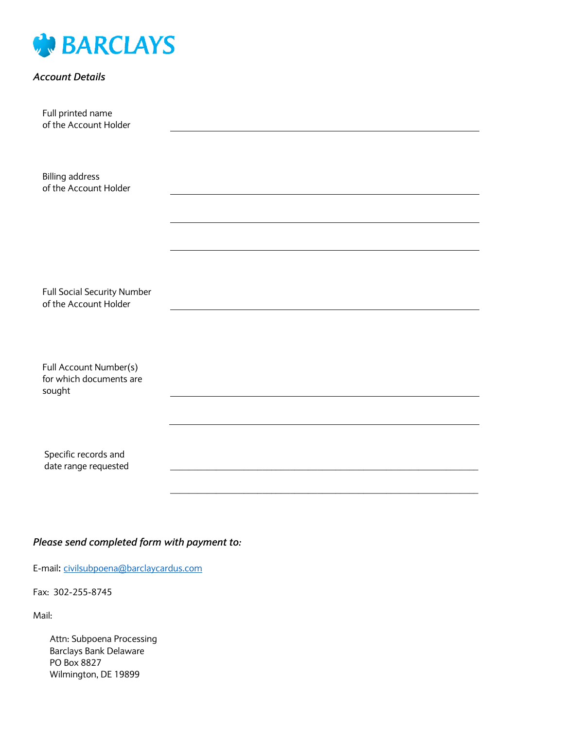BARCLAYS

*Account Details*

Full printed name of the Account Holder ______________________________

Billing address of the Account Holder ______________________________

______________________________

______________________________

Full Social Security Number of the Account Holder ______________________________

Full Account Number(s) for which documents are sought ______________________________

______________________________

Specific records and date range requested ______________________________

______________________________

***Please send completed form with payment to:***

E-mail: civilsubpoena@barclaycardus.com

Fax: 302-255-8745

Mail:

Attn: Subpoena Processing
Barclays Bank Delaware
PO Box 8827
Wilmington, DE 19899